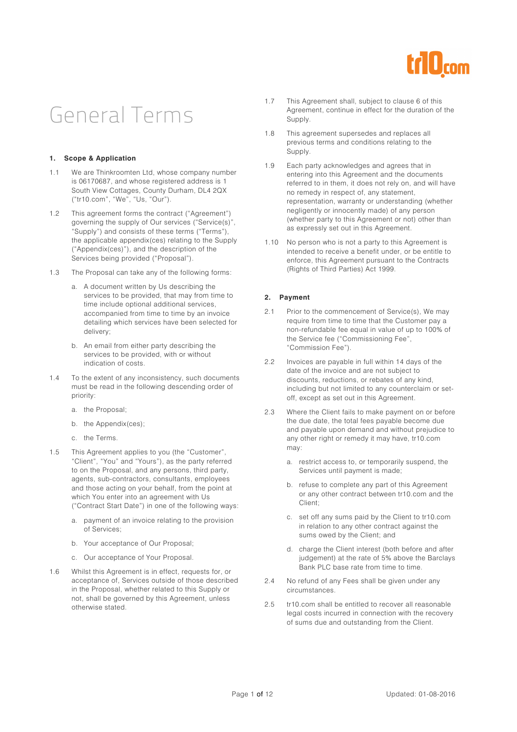# General Terms

## 1. Scope & Application

1.1 We are Thinkroomten Ltd, whose company number is 06170687, and whose registered address is 1 South View Cottages, County Durham, DL4 2QX ("tr10.com", "We", "Us, "Our").

1.2 This agreement forms the contract ("Agreement") governing the supply of Our services ("Service(s)", "Supply") and consists of these terms ("Terms"), the applicable appendix(ces) relating to the Supply ("Appendix(ces)"), and the description of the Services being provided ("Proposal").

1.3 The Proposal can take any of the following forms:

a. A document written by Us describing the services to be provided, that may from time to time include optional additional services, accompanied from time to time by an invoice detailing which services have been selected for delivery;

b. An email from either party describing the services to be provided, with or without indication of costs.

1.4 To the extent of any inconsistency, such documents must be read in the following descending order of priority:

a. the Proposal;

b. the Appendix(ces);

c. the Terms.

1.5 This Agreement applies to you (the "Customer", "Client", "You" and "Yours"), as the party referred to on the Proposal, and any persons, third party, agents, sub-contractors, consultants, employees and those acting on your behalf, from the point at which You enter into an agreement with Us ("Contract Start Date") in one of the following ways:

a. payment of an invoice relating to the provision of Services;

b. Your acceptance of Our Proposal;

c. Our acceptance of Your Proposal.

1.6 Whilst this Agreement is in effect, requests for, or acceptance of, Services outside of those described in the Proposal, whether related to this Supply or not, shall be governed by this Agreement, unless otherwise stated.

1.7 This Agreement shall, subject to clause 6 of this Agreement, continue in effect for the duration of the Supply.

1.8 This agreement supersedes and replaces all previous terms and conditions relating to the Supply.

1.9 Each party acknowledges and agrees that in entering into this Agreement and the documents referred to in them, it does not rely on, and will have no remedy in respect of, any statement, representation, warranty or understanding (whether negligently or innocently made) of any person (whether party to this Agreement or not) other than as expressly set out in this Agreement.

1.10 No person who is not a party to this Agreement is intended to receive a benefit under, or be entitle to enforce, this Agreement pursuant to the Contracts (Rights of Third Parties) Act 1999.

## 2. Payment

2.1 Prior to the commencement of Service(s), We may require from time to time that the Customer pay a non-refundable fee equal in value of up to 100% of the Service fee ("Commissioning Fee", "Commission Fee").

2.2 Invoices are payable in full within 14 days of the date of the invoice and are not subject to discounts, reductions, or rebates of any kind, including but not limited to any counterclaim or set-off, except as set out in this Agreement.

2.3 Where the Client fails to make payment on or before the due date, the total fees payable become due and payable upon demand and without prejudice to any other right or remedy it may have, tr10.com may:

a. restrict access to, or temporarily suspend, the Services until payment is made;

b. refuse to complete any part of this Agreement or any other contract between tr10.com and the Client;

c. set off any sums paid by the Client to tr10.com in relation to any other contract against the sums owed by the Client; and

d. charge the Client interest (both before and after judgement) at the rate of 5% above the Barclays Bank PLC base rate from time to time.

2.4 No refund of any Fees shall be given under any circumstances.

2.5 tr10.com shall be entitled to recover all reasonable legal costs incurred in connection with the recovery of sums due and outstanding from the Client.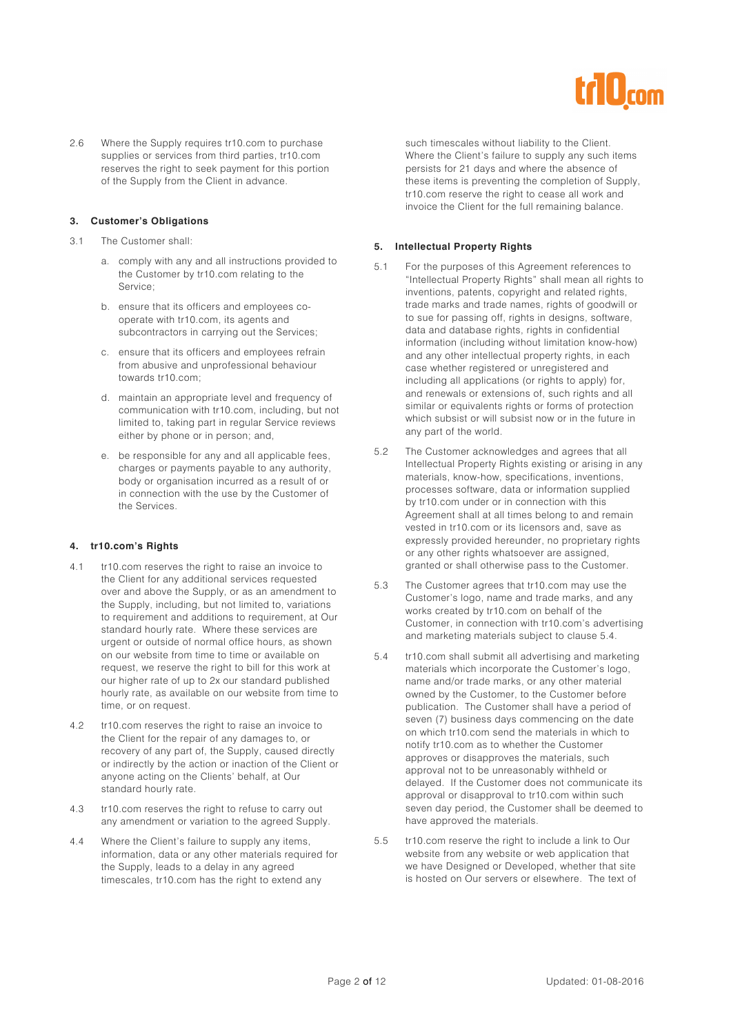2.6 Where the Supply requires tr10.com to purchase supplies or services from third parties, tr10.com reserves the right to seek payment for this portion of the Supply from the Client in advance.

### 3. Customer's Obligations

3.1 The Customer shall:

a. comply with any and all instructions provided to the Customer by tr10.com relating to the Service;

b. ensure that its officers and employees co-operate with tr10.com, its agents and subcontractors in carrying out the Services;

c. ensure that its officers and employees refrain from abusive and unprofessional behaviour towards tr10.com;

d. maintain an appropriate level and frequency of communication with tr10.com, including, but not limited to, taking part in regular Service reviews either by phone or in person; and,

e. be responsible for any and all applicable fees, charges or payments payable to any authority, body or organisation incurred as a result of or in connection with the use by the Customer of the Services.

### 4. tr10.com's Rights

4.1 tr10.com reserves the right to raise an invoice to the Client for any additional services requested over and above the Supply, or as an amendment to the Supply, including, but not limited to, variations to requirement and additions to requirement, at Our standard hourly rate. Where these services are urgent or outside of normal office hours, as shown on our website from time to time or available on request, we reserve the right to bill for this work at our higher rate of up to 2x our standard published hourly rate, as available on our website from time to time, or on request.

4.2 tr10.com reserves the right to raise an invoice to the Client for the repair of any damages to, or recovery of any part of, the Supply, caused directly or indirectly by the action or inaction of the Client or anyone acting on the Clients' behalf, at Our standard hourly rate.

4.3 tr10.com reserves the right to refuse to carry out any amendment or variation to the agreed Supply.

4.4 Where the Client's failure to supply any items, information, data or any other materials required for the Supply, leads to a delay in any agreed timescales, tr10.com has the right to extend any such timescales without liability to the Client. Where the Client's failure to supply any such items persists for 21 days and where the absence of these items is preventing the completion of Supply, tr10.com reserve the right to cease all work and invoice the Client for the full remaining balance.

### 5. Intellectual Property Rights

5.1 For the purposes of this Agreement references to "Intellectual Property Rights" shall mean all rights to inventions, patents, copyright and related rights, trade marks and trade names, rights of goodwill or to sue for passing off, rights in designs, software, data and database rights, rights in confidential information (including without limitation know-how) and any other intellectual property rights, in each case whether registered or unregistered and including all applications (or rights to apply) for, and renewals or extensions of, such rights and all similar or equivalents rights or forms of protection which subsist or will subsist now or in the future in any part of the world.

5.2 The Customer acknowledges and agrees that all Intellectual Property Rights existing or arising in any materials, know-how, specifications, inventions, processes software, data or information supplied by tr10.com under or in connection with this Agreement shall at all times belong to and remain vested in tr10.com or its licensors and, save as expressly provided hereunder, no proprietary rights or any other rights whatsoever are assigned, granted or shall otherwise pass to the Customer.

5.3 The Customer agrees that tr10.com may use the Customer's logo, name and trade marks, and any works created by tr10.com on behalf of the Customer, in connection with tr10.com's advertising and marketing materials subject to clause 5.4.

5.4 tr10.com shall submit all advertising and marketing materials which incorporate the Customer's logo, name and/or trade marks, or any other material owned by the Customer, to the Customer before publication. The Customer shall have a period of seven (7) business days commencing on the date on which tr10.com send the materials in which to notify tr10.com as to whether the Customer approves or disapproves the materials, such approval not to be unreasonably withheld or delayed. If the Customer does not communicate its approval or disapproval to tr10.com within such seven day period, the Customer shall be deemed to have approved the materials.

5.5 tr10.com reserve the right to include a link to Our website from any website or web application that we have Designed or Developed, whether that site is hosted on Our servers or elsewhere. The text of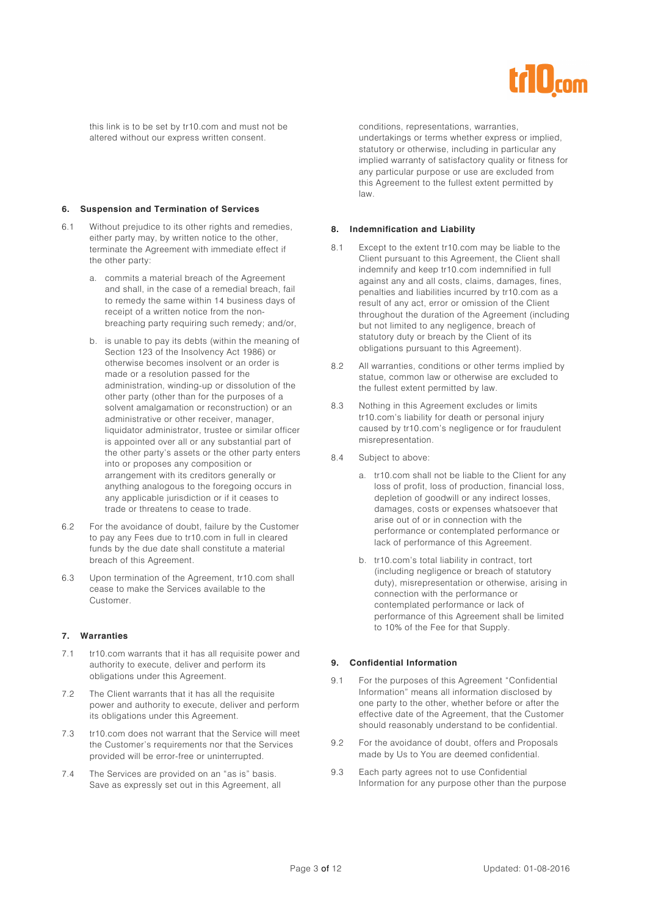this link is to be set by tr10.com and must not be altered without our express written consent.

### 6. Suspension and Termination of Services

6.1 Without prejudice to its other rights and remedies, either party may, by written notice to the other, terminate the Agreement with immediate effect if the other party:

a. commits a material breach of the Agreement and shall, in the case of a remedial breach, fail to remedy the same within 14 business days of receipt of a written notice from the non-breaching party requiring such remedy; and/or,

b. is unable to pay its debts (within the meaning of Section 123 of the Insolvency Act 1986) or otherwise becomes insolvent or an order is made or a resolution passed for the administration, winding-up or dissolution of the other party (other than for the purposes of a solvent amalgamation or reconstruction) or an administrative or other receiver, manager, liquidator administrator, trustee or similar officer is appointed over all or any substantial part of the other party's assets or the other party enters into or proposes any composition or arrangement with its creditors generally or anything analogous to the foregoing occurs in any applicable jurisdiction or if it ceases to trade or threatens to cease to trade.

6.2 For the avoidance of doubt, failure by the Customer to pay any Fees due to tr10.com in full in cleared funds by the due date shall constitute a material breach of this Agreement.

6.3 Upon termination of the Agreement, tr10.com shall cease to make the Services available to the Customer.

### 7. Warranties

7.1 tr10.com warrants that it has all requisite power and authority to execute, deliver and perform its obligations under this Agreement.

7.2 The Client warrants that it has all the requisite power and authority to execute, deliver and perform its obligations under this Agreement.

7.3 tr10.com does not warrant that the Service will meet the Customer's requirements nor that the Services provided will be error-free or uninterrupted.

7.4 The Services are provided on an "as is" basis. Save as expressly set out in this Agreement, all conditions, representations, warranties, undertakings or terms whether express or implied, statutory or otherwise, including in particular any implied warranty of satisfactory quality or fitness for any particular purpose or use are excluded from this Agreement to the fullest extent permitted by law.

### 8. Indemnification and Liability

8.1 Except to the extent tr10.com may be liable to the Client pursuant to this Agreement, the Client shall indemnify and keep tr10.com indemnified in full against any and all costs, claims, damages, fines, penalties and liabilities incurred by tr10.com as a result of any act, error or omission of the Client throughout the duration of the Agreement (including but not limited to any negligence, breach of statutory duty or breach by the Client of its obligations pursuant to this Agreement).

8.2 All warranties, conditions or other terms implied by statue, common law or otherwise are excluded to the fullest extent permitted by law.

8.3 Nothing in this Agreement excludes or limits tr10.com's liability for death or personal injury caused by tr10.com's negligence or for fraudulent misrepresentation.

8.4 Subject to above:

a. tr10.com shall not be liable to the Client for any loss of profit, loss of production, financial loss, depletion of goodwill or any indirect losses, damages, costs or expenses whatsoever that arise out of or in connection with the performance or contemplated performance or lack of performance of this Agreement.

b. tr10.com's total liability in contract, tort (including negligence or breach of statutory duty), misrepresentation or otherwise, arising in connection with the performance or contemplated performance or lack of performance of this Agreement shall be limited to 10% of the Fee for that Supply.

### 9. Confidential Information

9.1 For the purposes of this Agreement "Confidential Information" means all information disclosed by one party to the other, whether before or after the effective date of the Agreement, that the Customer should reasonably understand to be confidential.

9.2 For the avoidance of doubt, offers and Proposals made by Us to You are deemed confidential.

9.3 Each party agrees not to use Confidential Information for any purpose other than the purpose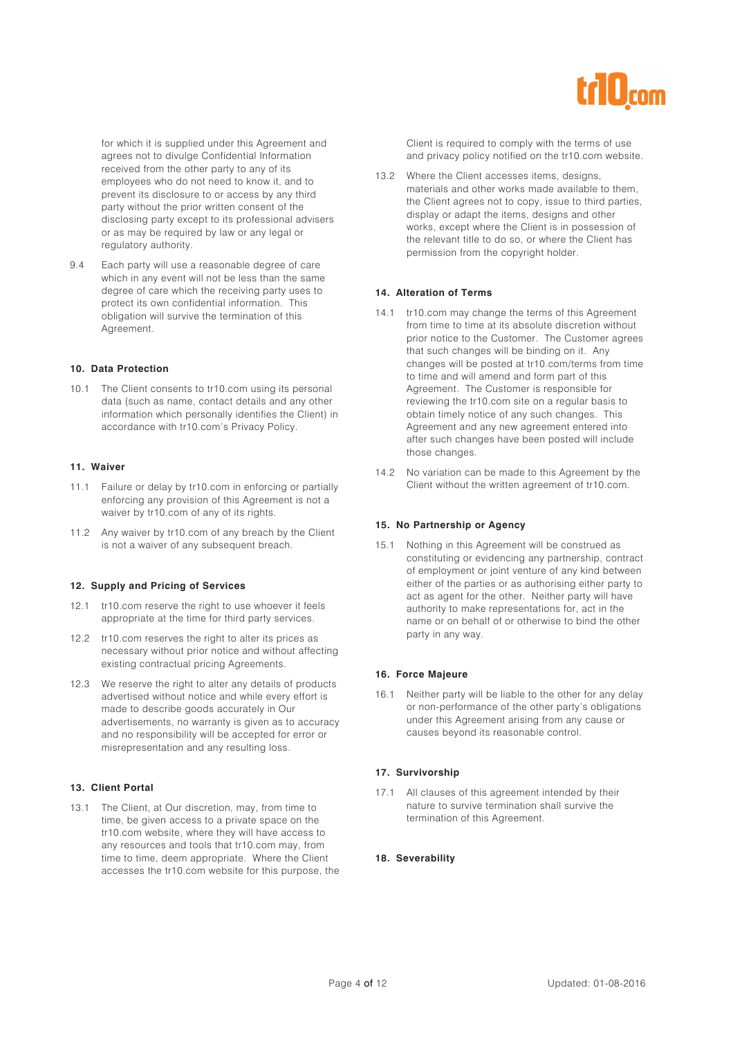for which it is supplied under this Agreement and agrees not to divulge Confidential Information received from the other party to any of its employees who do not need to know it, and to prevent its disclosure to or access by any third party without the prior written consent of the disclosing party except to its professional advisers or as may be required by law or any legal or regulatory authority.

9.4 Each party will use a reasonable degree of care which in any event will not be less than the same degree of care which the receiving party uses to protect its own confidential information. This obligation will survive the termination of this Agreement.

**10. Data Protection**

10.1 The Client consents to tr10.com using its personal data (such as name, contact details and any other information which personally identifies the Client) in accordance with tr10.com's Privacy Policy.

**11. Waiver**

11.1 Failure or delay by tr10.com in enforcing or partially enforcing any provision of this Agreement is not a waiver by tr10.com of any of its rights.

11.2 Any waiver by tr10.com of any breach by the Client is not a waiver of any subsequent breach.

**12. Supply and Pricing of Services**

12.1 tr10.com reserve the right to use whoever it feels appropriate at the time for third party services.

12.2 tr10.com reserves the right to alter its prices as necessary without prior notice and without affecting existing contractual pricing Agreements.

12.3 We reserve the right to alter any details of products advertised without notice and while every effort is made to describe goods accurately in Our advertisements, no warranty is given as to accuracy and no responsibility will be accepted for error or misrepresentation and any resulting loss.

**13. Client Portal**

13.1 The Client, at Our discretion, may, from time to time, be given access to a private space on the tr10.com website, where they will have access to any resources and tools that tr10.com may, from time to time, deem appropriate. Where the Client accesses the tr10.com website for this purpose, the Client is required to comply with the terms of use and privacy policy notified on the tr10.com website.

13.2 Where the Client accesses items, designs, materials and other works made available to them, the Client agrees not to copy, issue to third parties, display or adapt the items, designs and other works, except where the Client is in possession of the relevant title to do so, or where the Client has permission from the copyright holder.

**14. Alteration of Terms**

14.1 tr10.com may change the terms of this Agreement from time to time at its absolute discretion without prior notice to the Customer. The Customer agrees that such changes will be binding on it. Any changes will be posted at tr10.com/terms from time to time and will amend and form part of this Agreement. The Customer is responsible for reviewing the tr10.com site on a regular basis to obtain timely notice of any such changes. This Agreement and any new agreement entered into after such changes have been posted will include those changes.

14.2 No variation can be made to this Agreement by the Client without the written agreement of tr10.com.

**15. No Partnership or Agency**

15.1 Nothing in this Agreement will be construed as constituting or evidencing any partnership, contract of employment or joint venture of any kind between either of the parties or as authorising either party to act as agent for the other. Neither party will have authority to make representations for, act in the name or on behalf of or otherwise to bind the other party in any way.

**16. Force Majeure**

16.1 Neither party will be liable to the other for any delay or non-performance of the other party's obligations under this Agreement arising from any cause or causes beyond its reasonable control.

**17. Survivorship**

17.1 All clauses of this agreement intended by their nature to survive termination shall survive the termination of this Agreement.

**18. Severability**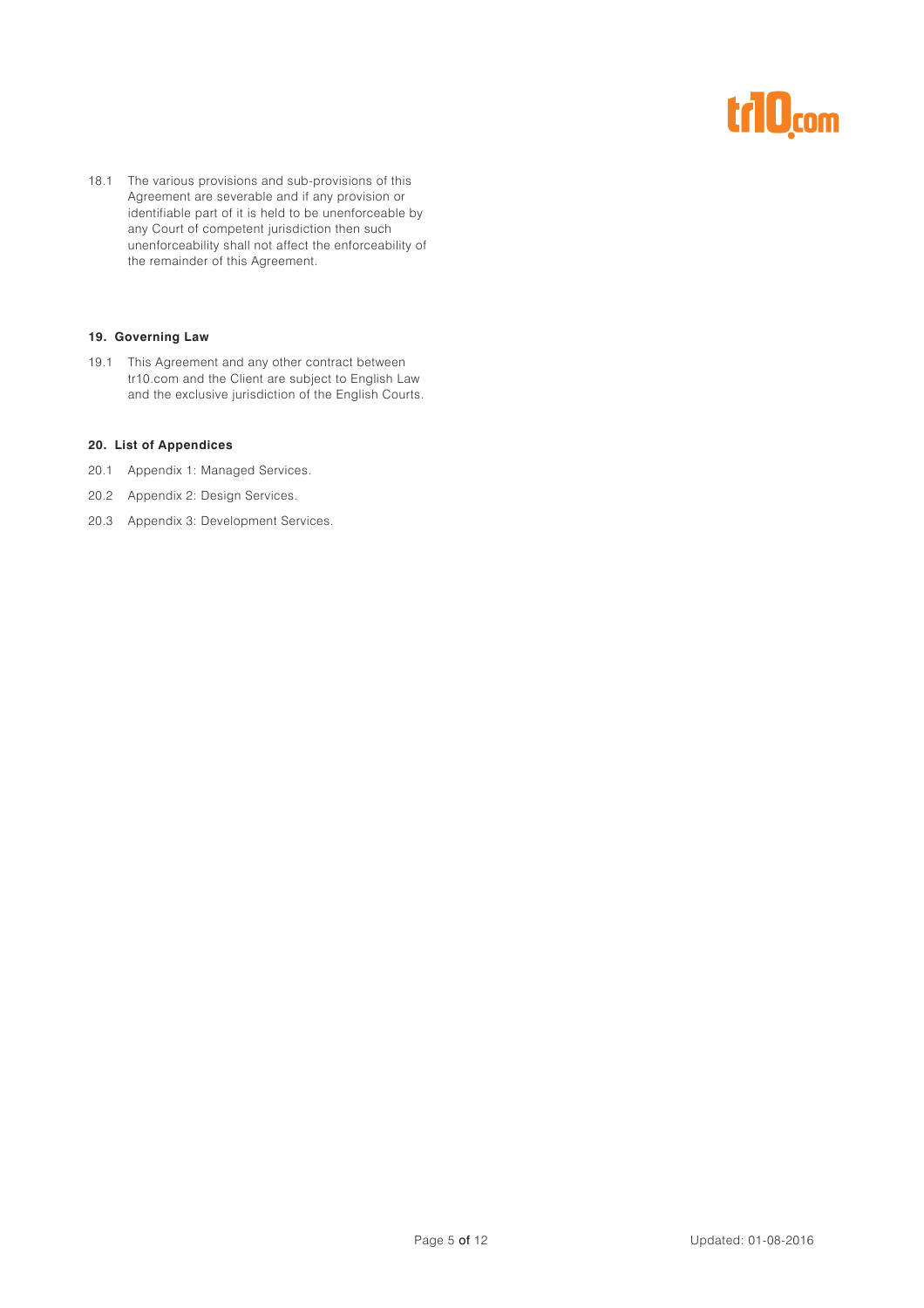18.1 The various provisions and sub-provisions of this Agreement are severable and if any provision or identifiable part of it is held to be unenforceable by any Court of competent jurisdiction then such unenforceability shall not affect the enforceability of the remainder of this Agreement.

## 19. Governing Law

19.1 This Agreement and any other contract between tr10.com and the Client are subject to English Law and the exclusive jurisdiction of the English Courts.

## 20. List of Appendices

20.1 Appendix 1: Managed Services.

20.2 Appendix 2: Design Services.

20.3 Appendix 3: Development Services.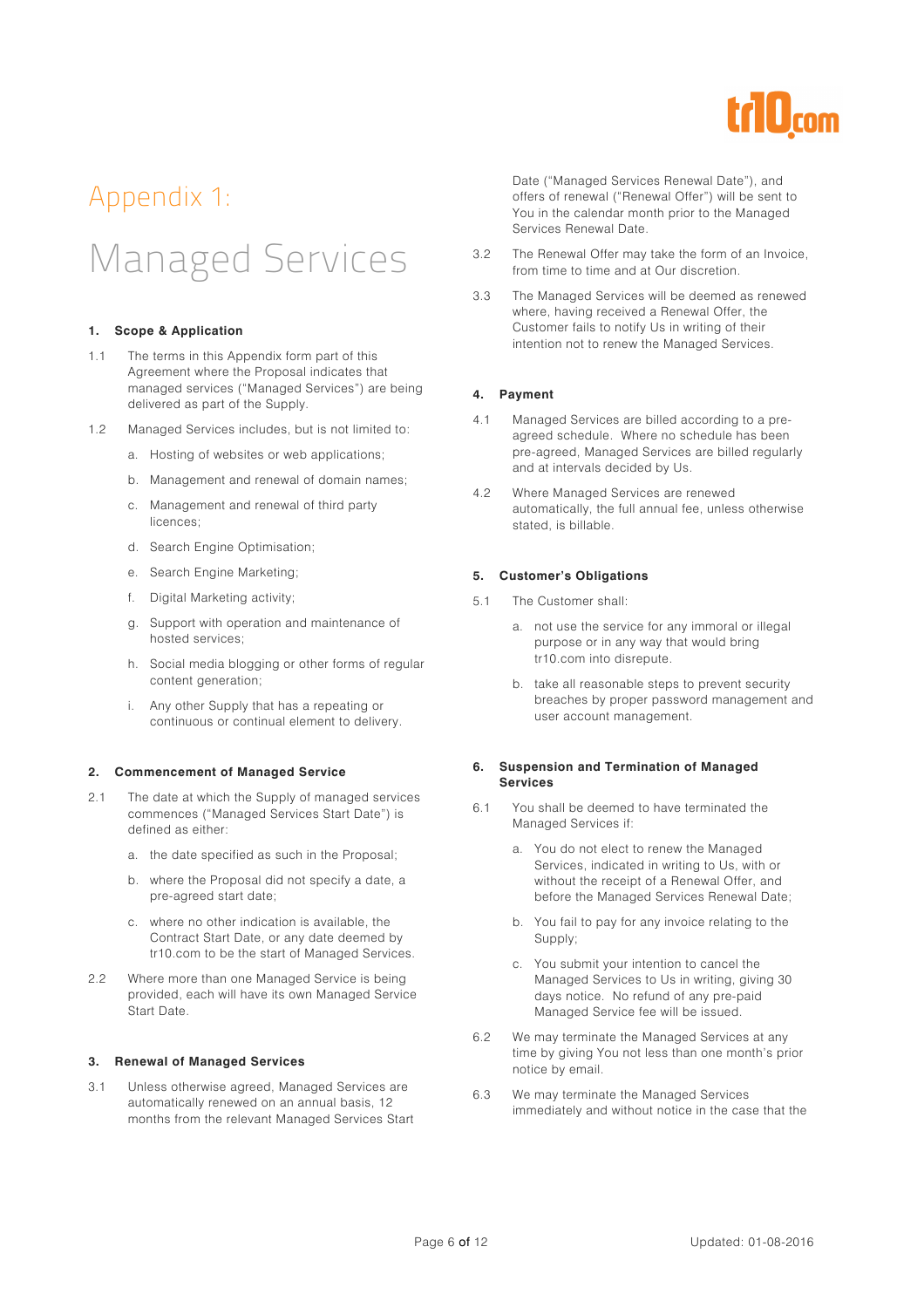# Appendix 1:

# Managed Services

### 1. Scope & Application

1.1 The terms in this Appendix form part of this Agreement where the Proposal indicates that managed services ("Managed Services") are being delivered as part of the Supply.

1.2 Managed Services includes, but is not limited to:

- a. Hosting of websites or web applications;
- b. Management and renewal of domain names;
- c. Management and renewal of third party licences;
- d. Search Engine Optimisation;
- e. Search Engine Marketing;
- f. Digital Marketing activity;
- g. Support with operation and maintenance of hosted services;
- h. Social media blogging or other forms of regular content generation;
- i. Any other Supply that has a repeating or continuous or continual element to delivery.

### 2. Commencement of Managed Service

2.1 The date at which the Supply of managed services commences ("Managed Services Start Date") is defined as either:

- a. the date specified as such in the Proposal;
- b. where the Proposal did not specify a date, a pre-agreed start date;
- c. where no other indication is available, the Contract Start Date, or any date deemed by tr10.com to be the start of Managed Services.

2.2 Where more than one Managed Service is being provided, each will have its own Managed Service Start Date.

### 3. Renewal of Managed Services

3.1 Unless otherwise agreed, Managed Services are automatically renewed on an annual basis, 12 months from the relevant Managed Services Start Date ("Managed Services Renewal Date"), and offers of renewal ("Renewal Offer") will be sent to You in the calendar month prior to the Managed Services Renewal Date.

3.2 The Renewal Offer may take the form of an Invoice, from time to time and at Our discretion.

3.3 The Managed Services will be deemed as renewed where, having received a Renewal Offer, the Customer fails to notify Us in writing of their intention not to renew the Managed Services.

### 4. Payment

4.1 Managed Services are billed according to a pre-agreed schedule. Where no schedule has been pre-agreed, Managed Services are billed regularly and at intervals decided by Us.

4.2 Where Managed Services are renewed automatically, the full annual fee, unless otherwise stated, is billable.

### 5. Customer's Obligations

5.1 The Customer shall:

- a. not use the service for any immoral or illegal purpose or in any way that would bring tr10.com into disrepute.
- b. take all reasonable steps to prevent security breaches by proper password management and user account management.

### 6. Suspension and Termination of Managed Services

6.1 You shall be deemed to have terminated the Managed Services if:

- a. You do not elect to renew the Managed Services, indicated in writing to Us, with or without the receipt of a Renewal Offer, and before the Managed Services Renewal Date;
- b. You fail to pay for any invoice relating to the Supply;
- c. You submit your intention to cancel the Managed Services to Us in writing, giving 30 days notice. No refund of any pre-paid Managed Service fee will be issued.

6.2 We may terminate the Managed Services at any time by giving You not less than one month's prior notice by email.

6.3 We may terminate the Managed Services immediately and without notice in the case that the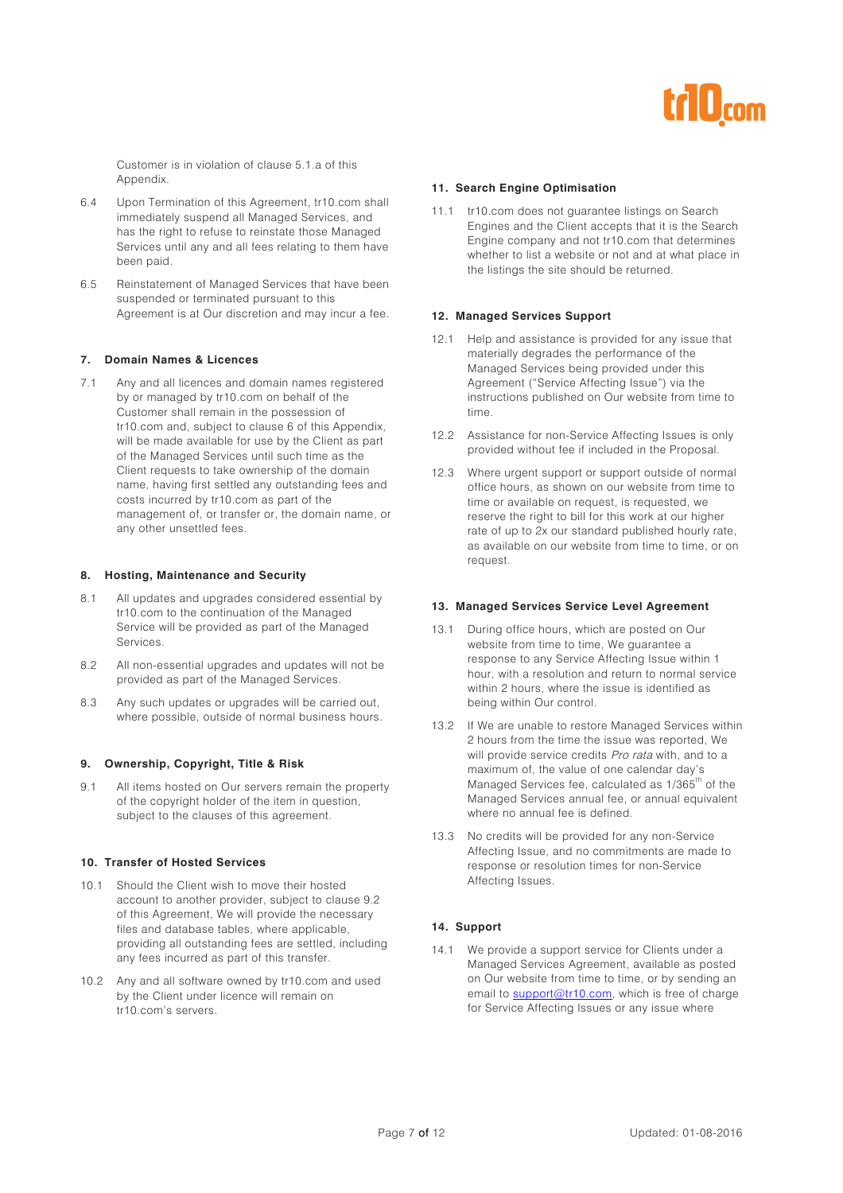Customer is in violation of clause 5.1.a of this Appendix.

6.4 Upon Termination of this Agreement, tr10.com shall immediately suspend all Managed Services, and has the right to refuse to reinstate those Managed Services until any and all fees relating to them have been paid.

6.5 Reinstatement of Managed Services that have been suspended or terminated pursuant to this Agreement is at Our discretion and may incur a fee.

#### 7. Domain Names & Licences

7.1 Any and all licences and domain names registered by or managed by tr10.com on behalf of the Customer shall remain in the possession of tr10.com and, subject to clause 6 of this Appendix, will be made available for use by the Client as part of the Managed Services until such time as the Client requests to take ownership of the domain name, having first settled any outstanding fees and costs incurred by tr10.com as part of the management of, or transfer or, the domain name, or any other unsettled fees.

#### 8. Hosting, Maintenance and Security

8.1 All updates and upgrades considered essential by tr10.com to the continuation of the Managed Service will be provided as part of the Managed Services.

8.2 All non-essential upgrades and updates will not be provided as part of the Managed Services.

8.3 Any such updates or upgrades will be carried out, where possible, outside of normal business hours.

#### 9. Ownership, Copyright, Title & Risk

9.1 All items hosted on Our servers remain the property of the copyright holder of the item in question, subject to the clauses of this agreement.

#### 10. Transfer of Hosted Services

10.1 Should the Client wish to move their hosted account to another provider, subject to clause 9.2 of this Agreement, We will provide the necessary files and database tables, where applicable, providing all outstanding fees are settled, including any fees incurred as part of this transfer.

10.2 Any and all software owned by tr10.com and used by the Client under licence will remain on tr10.com's servers.

#### 11. Search Engine Optimisation

11.1 tr10.com does not guarantee listings on Search Engines and the Client accepts that it is the Search Engine company and not tr10.com that determines whether to list a website or not and at what place in the listings the site should be returned.

#### 12. Managed Services Support

12.1 Help and assistance is provided for any issue that materially degrades the performance of the Managed Services being provided under this Agreement ("Service Affecting Issue") via the instructions published on Our website from time to time.

12.2 Assistance for non-Service Affecting Issues is only provided without fee if included in the Proposal.

12.3 Where urgent support or support outside of normal office hours, as shown on our website from time to time or available on request, is requested, we reserve the right to bill for this work at our higher rate of up to 2x our standard published hourly rate, as available on our website from time to time, or on request.

#### 13. Managed Services Service Level Agreement

13.1 During office hours, which are posted on Our website from time to time, We guarantee a response to any Service Affecting Issue within 1 hour, with a resolution and return to normal service within 2 hours, where the issue is identified as being within Our control.

13.2 If We are unable to restore Managed Services within 2 hours from the time the issue was reported, We will provide service credits *Pro rata* with, and to a maximum of, the value of one calendar day's Managed Services fee, calculated as 1/365th of the Managed Services annual fee, or annual equivalent where no annual fee is defined.

13.3 No credits will be provided for any non-Service Affecting Issue, and no commitments are made to response or resolution times for non-Service Affecting Issues.

#### 14. Support

14.1 We provide a support service for Clients under a Managed Services Agreement, available as posted on Our website from time to time, or by sending an email to support@tr10.com, which is free of charge for Service Affecting Issues or any issue where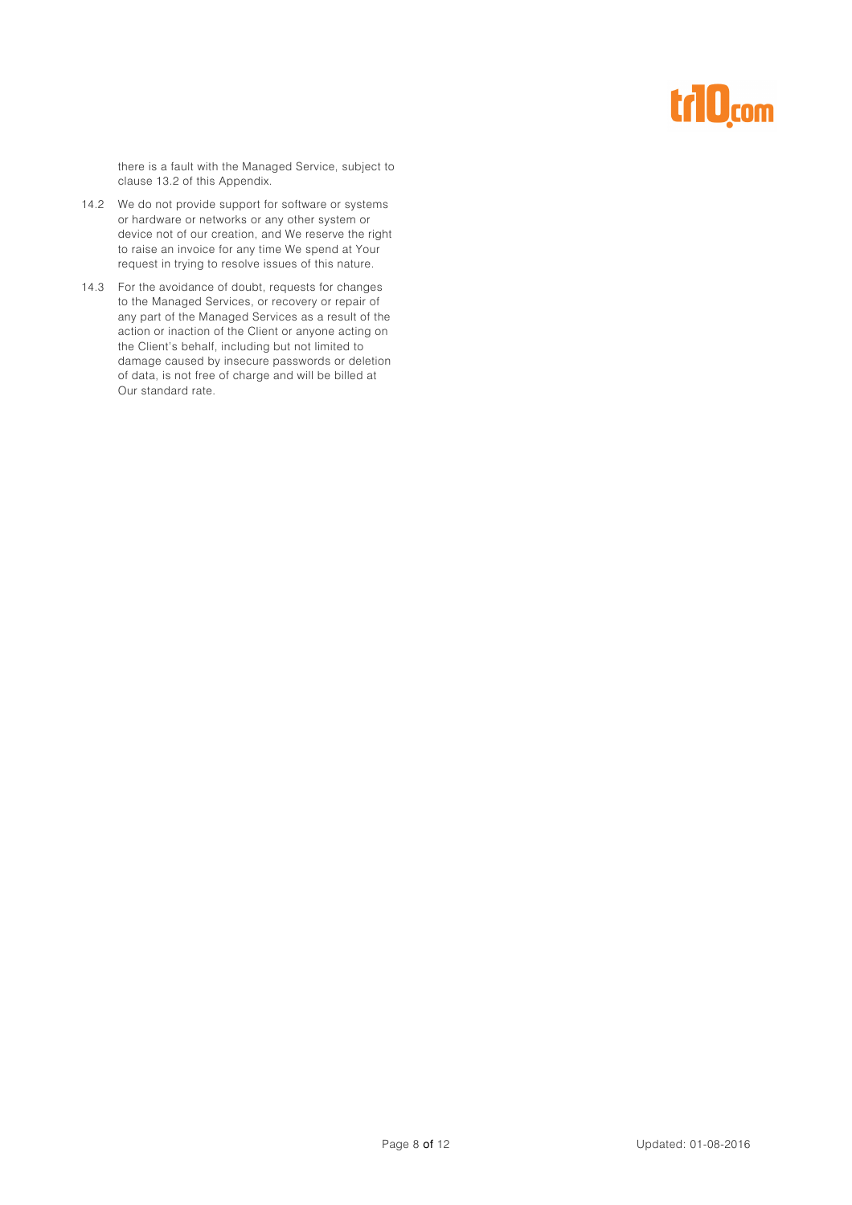there is a fault with the Managed Service, subject to clause 13.2 of this Appendix.

14.2 We do not provide support for software or systems or hardware or networks or any other system or device not of our creation, and We reserve the right to raise an invoice for any time We spend at Your request in trying to resolve issues of this nature.

14.3 For the avoidance of doubt, requests for changes to the Managed Services, or recovery or repair of any part of the Managed Services as a result of the action or inaction of the Client or anyone acting on the Client's behalf, including but not limited to damage caused by insecure passwords or deletion of data, is not free of charge and will be billed at Our standard rate.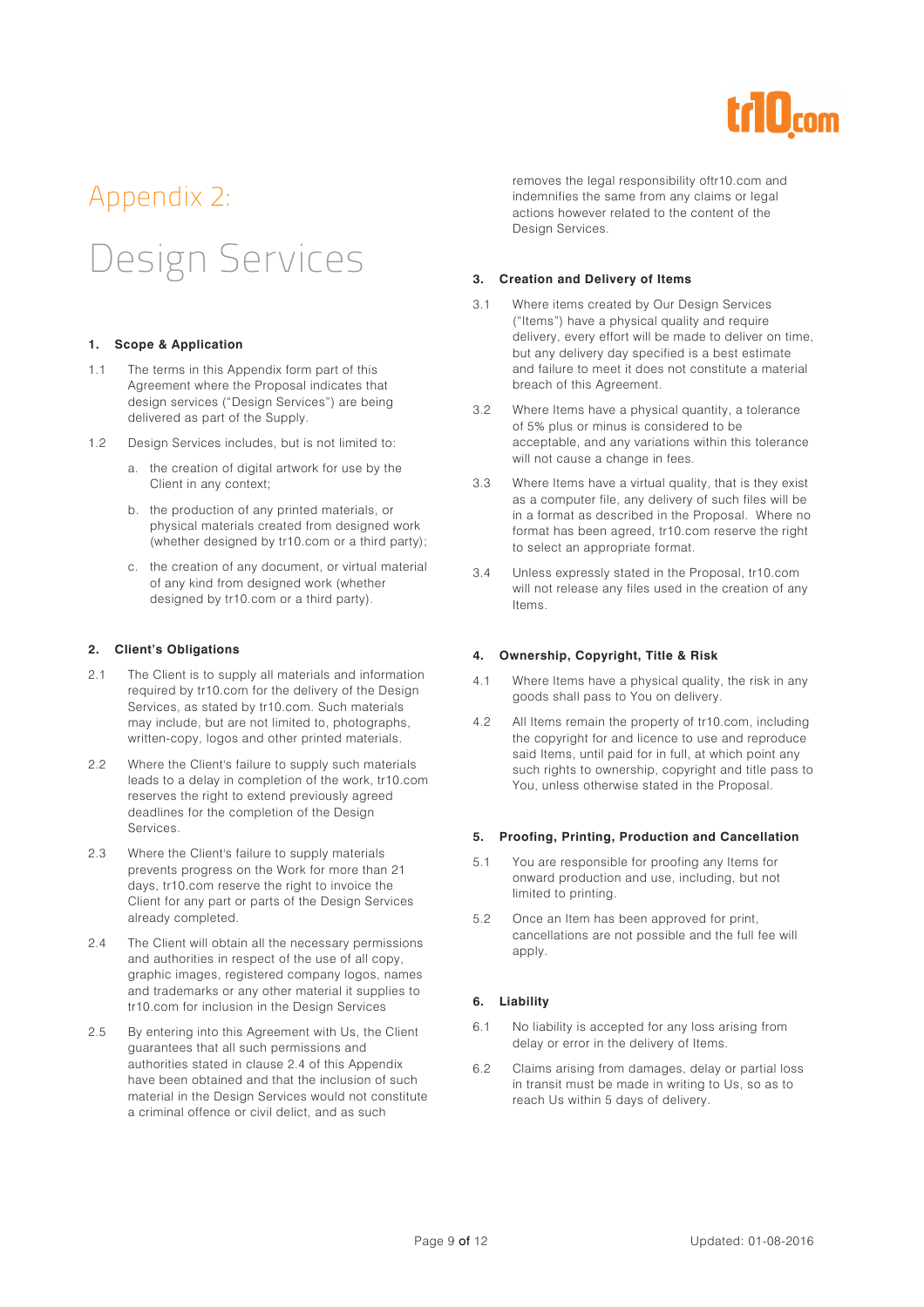# Appendix 2:

# Design Services

### 1. Scope & Application

1.1 The terms in this Appendix form part of this Agreement where the Proposal indicates that design services ("Design Services") are being delivered as part of the Supply.

1.2 Design Services includes, but is not limited to:

a. the creation of digital artwork for use by the Client in any context;

b. the production of any printed materials, or physical materials created from designed work (whether designed by tr10.com or a third party);

c. the creation of any document, or virtual material of any kind from designed work (whether designed by tr10.com or a third party).

### 2. Client's Obligations

2.1 The Client is to supply all materials and information required by tr10.com for the delivery of the Design Services, as stated by tr10.com. Such materials may include, but are not limited to, photographs, written-copy, logos and other printed materials.

2.2 Where the Client's failure to supply such materials leads to a delay in completion of the work, tr10.com reserves the right to extend previously agreed deadlines for the completion of the Design Services.

2.3 Where the Client's failure to supply materials prevents progress on the Work for more than 21 days, tr10.com reserve the right to invoice the Client for any part or parts of the Design Services already completed.

2.4 The Client will obtain all the necessary permissions and authorities in respect of the use of all copy, graphic images, registered company logos, names and trademarks or any other material it supplies to tr10.com for inclusion in the Design Services

2.5 By entering into this Agreement with Us, the Client guarantees that all such permissions and authorities stated in clause 2.4 of this Appendix have been obtained and that the inclusion of such material in the Design Services would not constitute a criminal offence or civil delict, and as such removes the legal responsibility oftr10.com and indemnifies the same from any claims or legal actions however related to the content of the Design Services.

### 3. Creation and Delivery of Items

3.1 Where items created by Our Design Services ("Items") have a physical quality and require delivery, every effort will be made to deliver on time, but any delivery day specified is a best estimate and failure to meet it does not constitute a material breach of this Agreement.

3.2 Where Items have a physical quantity, a tolerance of 5% plus or minus is considered to be acceptable, and any variations within this tolerance will not cause a change in fees.

3.3 Where Items have a virtual quality, that is they exist as a computer file, any delivery of such files will be in a format as described in the Proposal. Where no format has been agreed, tr10.com reserve the right to select an appropriate format.

3.4 Unless expressly stated in the Proposal, tr10.com will not release any files used in the creation of any Items.

### 4. Ownership, Copyright, Title & Risk

4.1 Where Items have a physical quality, the risk in any goods shall pass to You on delivery.

4.2 All Items remain the property of tr10.com, including the copyright for and licence to use and reproduce said Items, until paid for in full, at which point any such rights to ownership, copyright and title pass to You, unless otherwise stated in the Proposal.

### 5. Proofing, Printing, Production and Cancellation

5.1 You are responsible for proofing any Items for onward production and use, including, but not limited to printing.

5.2 Once an Item has been approved for print, cancellations are not possible and the full fee will apply.

### 6. Liability

6.1 No liability is accepted for any loss arising from delay or error in the delivery of Items.

6.2 Claims arising from damages, delay or partial loss in transit must be made in writing to Us, so as to reach Us within 5 days of delivery.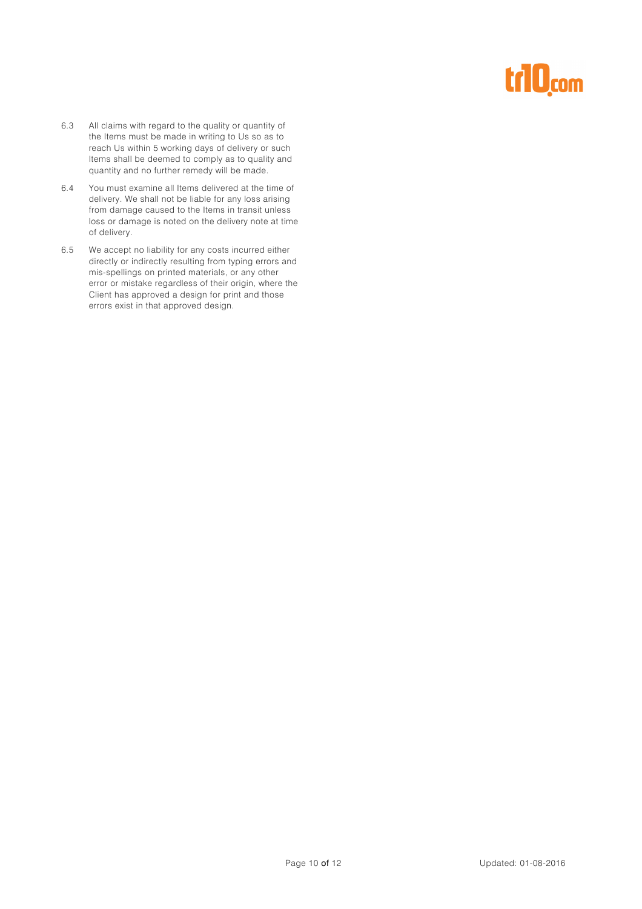6.3 All claims with regard to the quality or quantity of the Items must be made in writing to Us so as to reach Us within 5 working days of delivery or such Items shall be deemed to comply as to quality and quantity and no further remedy will be made.

6.4 You must examine all Items delivered at the time of delivery. We shall not be liable for any loss arising from damage caused to the Items in transit unless loss or damage is noted on the delivery note at time of delivery.

6.5 We accept no liability for any costs incurred either directly or indirectly resulting from typing errors and mis-spellings on printed materials, or any other error or mistake regardless of their origin, where the Client has approved a design for print and those errors exist in that approved design.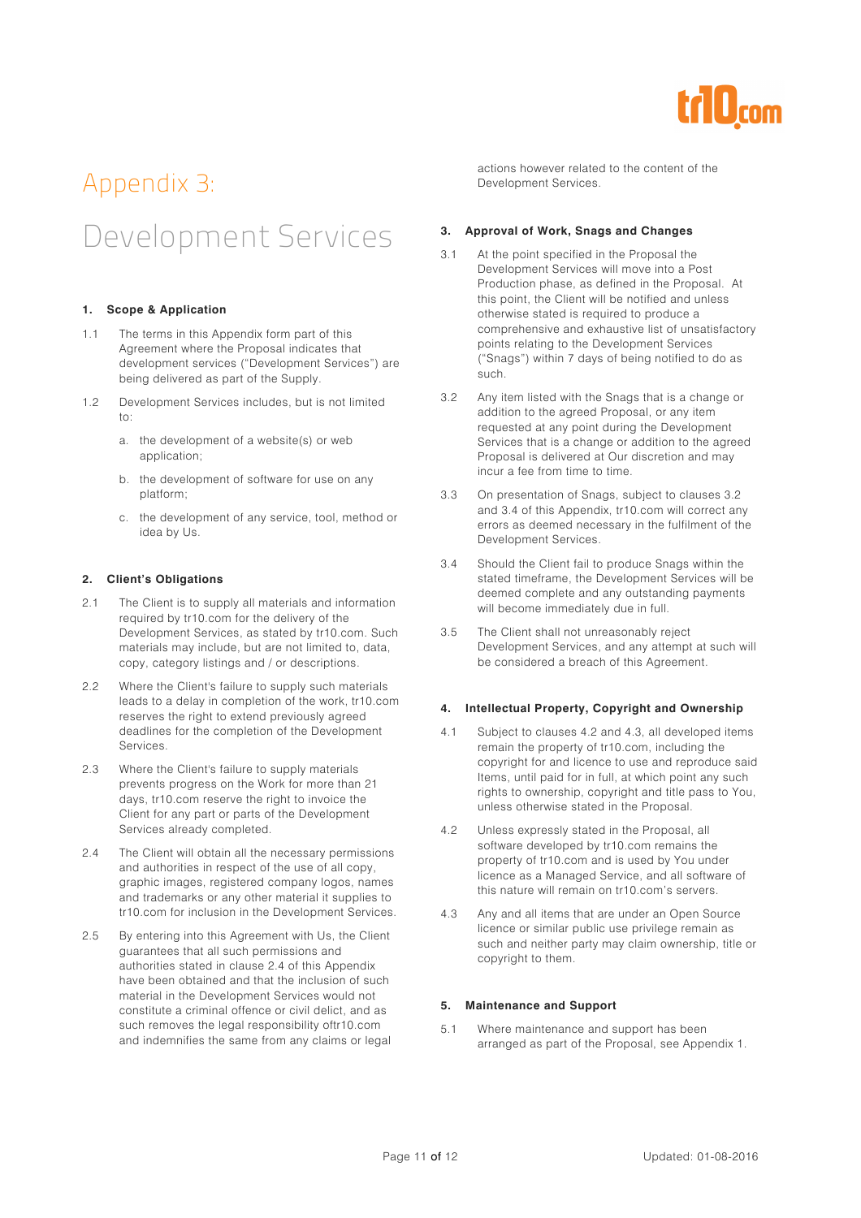# Appendix 3:

# Development Services

### 1. Scope & Application

1.1 The terms in this Appendix form part of this Agreement where the Proposal indicates that development services ("Development Services") are being delivered as part of the Supply.

1.2 Development Services includes, but is not limited to:

a. the development of a website(s) or web application;

b. the development of software for use on any platform;

c. the development of any service, tool, method or idea by Us.

### 2. Client's Obligations

2.1 The Client is to supply all materials and information required by tr10.com for the delivery of the Development Services, as stated by tr10.com. Such materials may include, but are not limited to, data, copy, category listings and / or descriptions.

2.2 Where the Client's failure to supply such materials leads to a delay in completion of the work, tr10.com reserves the right to extend previously agreed deadlines for the completion of the Development Services.

2.3 Where the Client's failure to supply materials prevents progress on the Work for more than 21 days, tr10.com reserve the right to invoice the Client for any part or parts of the Development Services already completed.

2.4 The Client will obtain all the necessary permissions and authorities in respect of the use of all copy, graphic images, registered company logos, names and trademarks or any other material it supplies to tr10.com for inclusion in the Development Services.

2.5 By entering into this Agreement with Us, the Client guarantees that all such permissions and authorities stated in clause 2.4 of this Appendix have been obtained and that the inclusion of such material in the Development Services would not constitute a criminal offence or civil delict, and as such removes the legal responsibility oftr10.com and indemnifies the same from any claims or legal actions however related to the content of the Development Services.

### 3. Approval of Work, Snags and Changes

3.1 At the point specified in the Proposal the Development Services will move into a Post Production phase, as defined in the Proposal. At this point, the Client will be notified and unless otherwise stated is required to produce a comprehensive and exhaustive list of unsatisfactory points relating to the Development Services ("Snags") within 7 days of being notified to do as such.

3.2 Any item listed with the Snags that is a change or addition to the agreed Proposal, or any item requested at any point during the Development Services that is a change or addition to the agreed Proposal is delivered at Our discretion and may incur a fee from time to time.

3.3 On presentation of Snags, subject to clauses 3.2 and 3.4 of this Appendix, tr10.com will correct any errors as deemed necessary in the fulfilment of the Development Services.

3.4 Should the Client fail to produce Snags within the stated timeframe, the Development Services will be deemed complete and any outstanding payments will become immediately due in full.

3.5 The Client shall not unreasonably reject Development Services, and any attempt at such will be considered a breach of this Agreement.

### 4. Intellectual Property, Copyright and Ownership

4.1 Subject to clauses 4.2 and 4.3, all developed items remain the property of tr10.com, including the copyright for and licence to use and reproduce said Items, until paid for in full, at which point any such rights to ownership, copyright and title pass to You, unless otherwise stated in the Proposal.

4.2 Unless expressly stated in the Proposal, all software developed by tr10.com remains the property of tr10.com and is used by You under licence as a Managed Service, and all software of this nature will remain on tr10.com's servers.

4.3 Any and all items that are under an Open Source licence or similar public use privilege remain as such and neither party may claim ownership, title or copyright to them.

### 5. Maintenance and Support

5.1 Where maintenance and support has been arranged as part of the Proposal, see Appendix 1.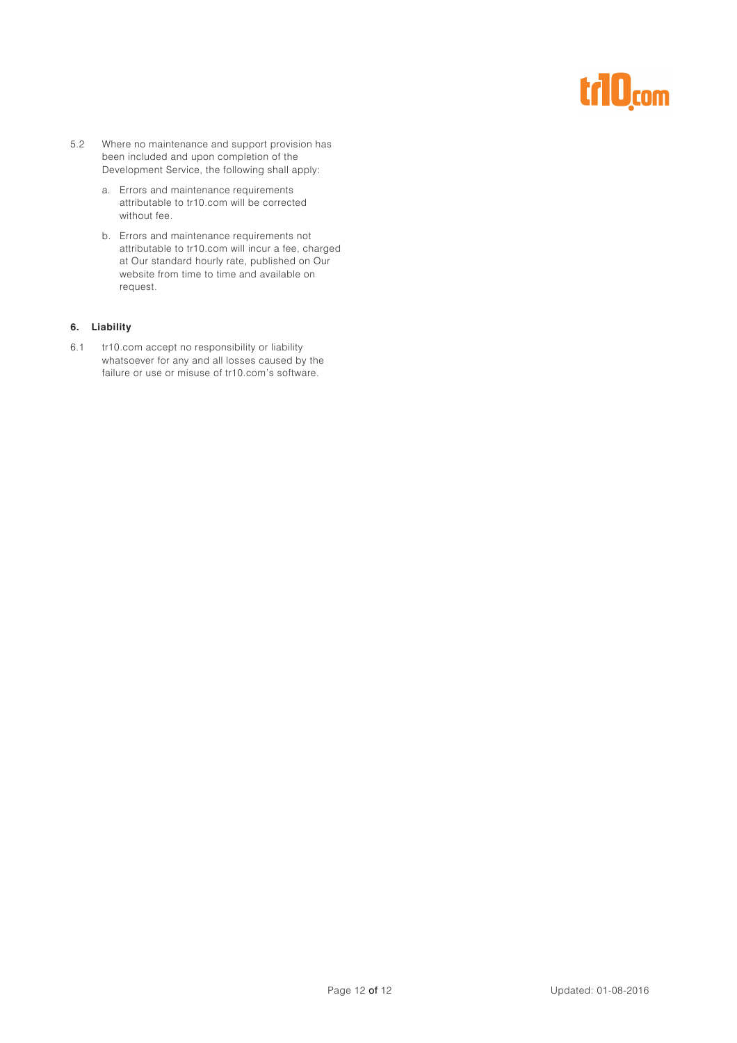5.2 Where no maintenance and support provision has been included and upon completion of the Development Service, the following shall apply:

a. Errors and maintenance requirements attributable to tr10.com will be corrected without fee.

b. Errors and maintenance requirements not attributable to tr10.com will incur a fee, charged at Our standard hourly rate, published on Our website from time to time and available on request.

**6. Liability**

6.1 tr10.com accept no responsibility or liability whatsoever for any and all losses caused by the failure or use or misuse of tr10.com's software.